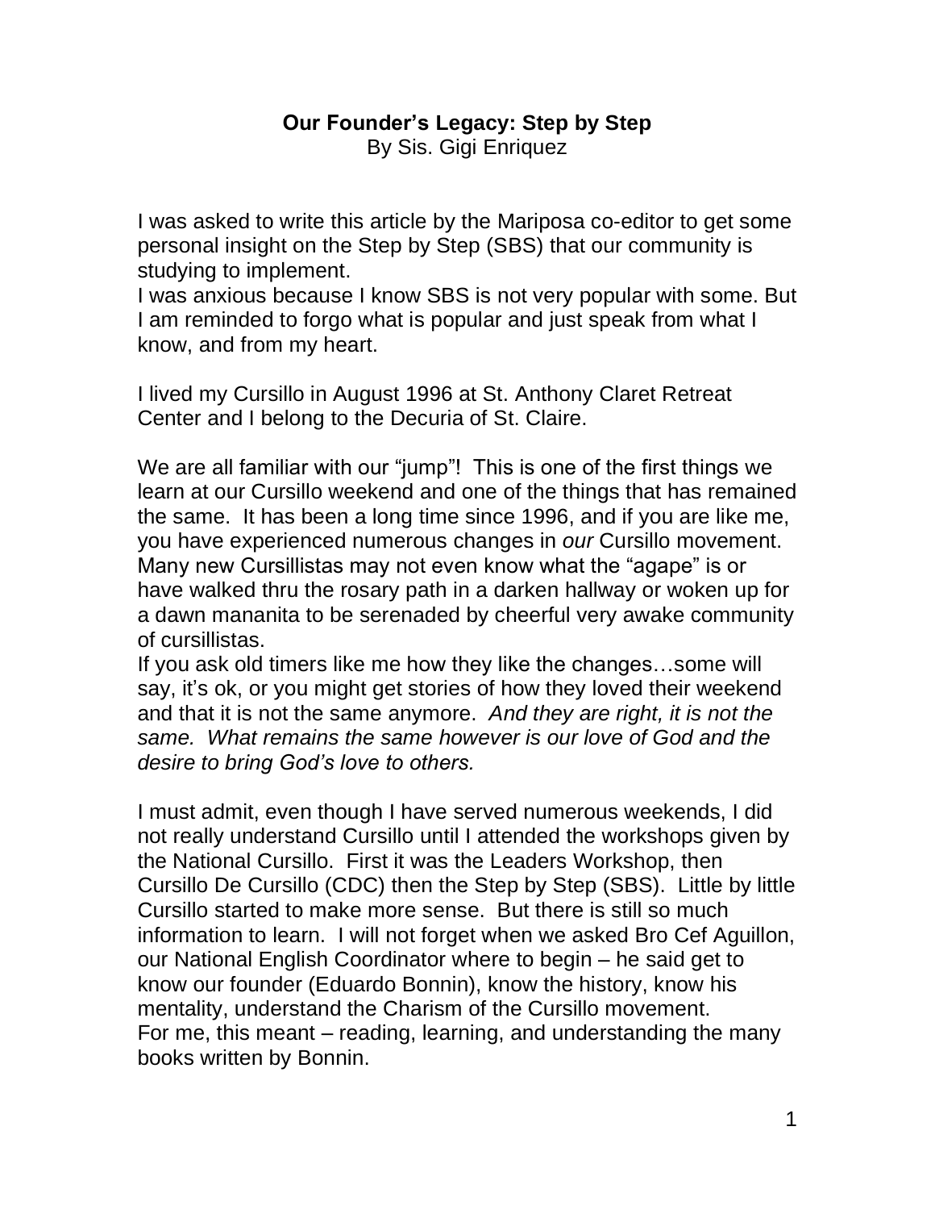# Our Founder's Legacy: Step by Step

By Sis. Gigi Enriquez

I was asked to write this article by the Mariposa co-editor to get some personal insight on the Step by Step (SBS) that our community is studying to implement.
I was anxious because I know SBS is not very popular with some. But I am reminded to forgo what is popular and just speak from what I know, and from my heart.

I lived my Cursillo in August 1996 at St. Anthony Claret Retreat Center and I belong to the Decuria of St. Claire.

We are all familiar with our "jump"! This is one of the first things we learn at our Cursillo weekend and one of the things that has remained the same. It has been a long time since 1996, and if you are like me, you have experienced numerous changes in *our* Cursillo movement. Many new Cursillistas may not even know what the "agape" is or have walked thru the rosary path in a darken hallway or woken up for a dawn mananita to be serenaded by cheerful very awake community of cursillistas.
If you ask old timers like me how they like the changes…some will say, it's ok, or you might get stories of how they loved their weekend and that it is not the same anymore. *And they are right, it is not the same. What remains the same however is our love of God and the desire to bring God's love to others.*

I must admit, even though I have served numerous weekends, I did not really understand Cursillo until I attended the workshops given by the National Cursillo. First it was the Leaders Workshop, then Cursillo De Cursillo (CDC) then the Step by Step (SBS). Little by little Cursillo started to make more sense. But there is still so much information to learn. I will not forget when we asked Bro Cef Aguillon, our National English Coordinator where to begin – he said get to know our founder (Eduardo Bonnin), know the history, know his mentality, understand the Charism of the Cursillo movement.
For me, this meant – reading, learning, and understanding the many books written by Bonnin.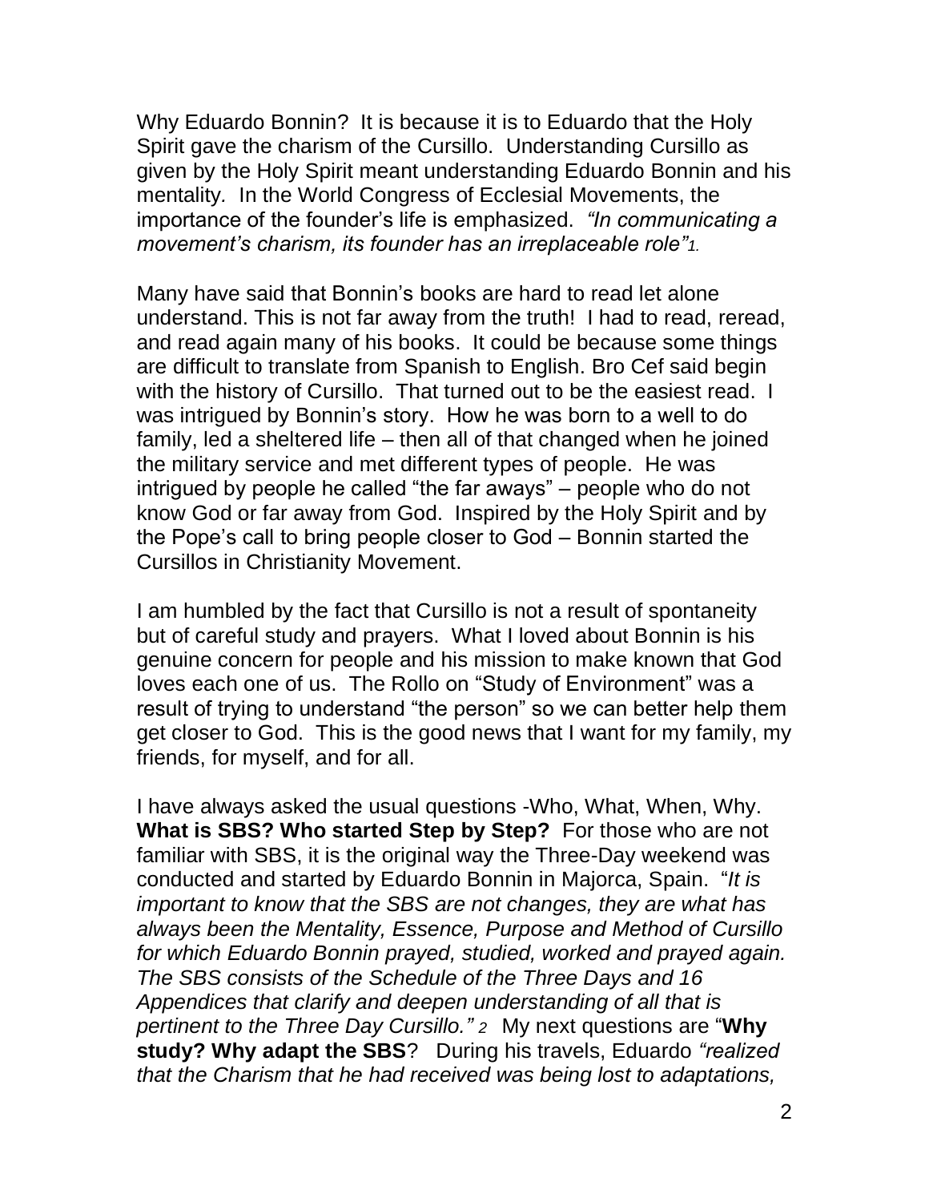Why Eduardo Bonnin? It is because it is to Eduardo that the Holy Spirit gave the charism of the Cursillo. Understanding Cursillo as given by the Holy Spirit meant understanding Eduardo Bonnin and his mentality. In the World Congress of Ecclesial Movements, the importance of the founder's life is emphasized. *"In communicating a movement's charism, its founder has an irreplaceable role"*[1].

Many have said that Bonnin's books are hard to read let alone understand. This is not far away from the truth! I had to read, reread, and read again many of his books. It could be because some things are difficult to translate from Spanish to English. Bro Cef said begin with the history of Cursillo. That turned out to be the easiest read. I was intrigued by Bonnin's story. How he was born to a well to do family, led a sheltered life – then all of that changed when he joined the military service and met different types of people. He was intrigued by people he called "the far aways" – people who do not know God or far away from God. Inspired by the Holy Spirit and by the Pope's call to bring people closer to God – Bonnin started the Cursillos in Christianity Movement.

I am humbled by the fact that Cursillo is not a result of spontaneity but of careful study and prayers. What I loved about Bonnin is his genuine concern for people and his mission to make known that God loves each one of us. The Rollo on "Study of Environment" was a result of trying to understand "the person" so we can better help them get closer to God. This is the good news that I want for my family, my friends, for myself, and for all.

I have always asked the usual questions -Who, What, When, Why. **What is SBS? Who started Step by Step?** For those who are not familiar with SBS, it is the original way the Three-Day weekend was conducted and started by Eduardo Bonnin in Majorca, Spain. "*It is important to know that the SBS are not changes, they are what has always been the Mentality, Essence, Purpose and Method of Cursillo for which Eduardo Bonnin prayed, studied, worked and prayed again. The SBS consists of the Schedule of the Three Days and 16 Appendices that clarify and deepen understanding of all that is pertinent to the Three Day Cursillo."* [2] My next questions are "**Why study? Why adapt the SBS**? During his travels, Eduardo *"realized that the Charism that he had received was being lost to adaptations,*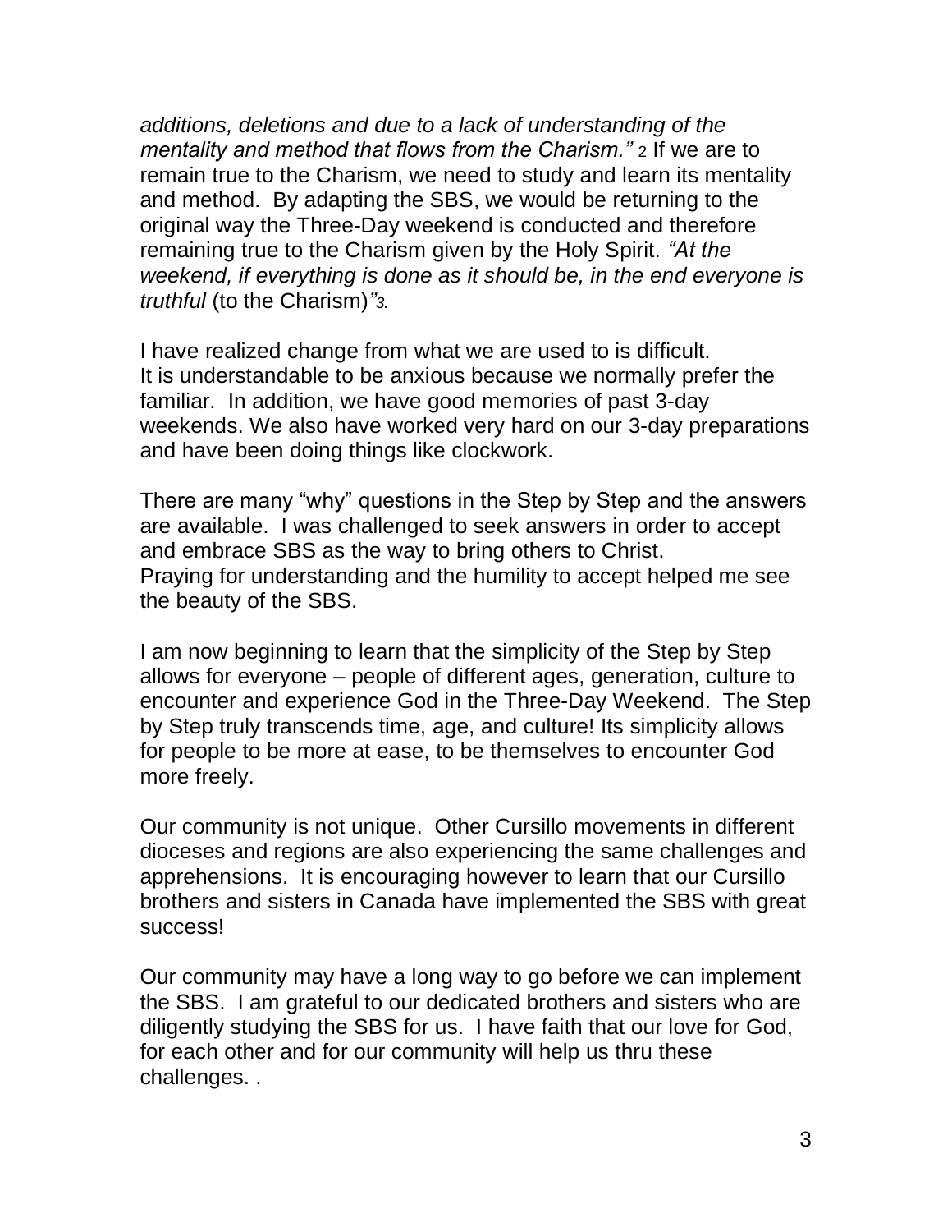*additions, deletions and due to a lack of understanding of the mentality and method that flows from the Charism."* [2] If we are to remain true to the Charism, we need to study and learn its mentality and method. By adapting the SBS, we would be returning to the original way the Three-Day weekend is conducted and therefore remaining true to the Charism given by the Holy Spirit. *"At the weekend, if everything is done as it should be, in the end everyone is truthful* (to the Charism)*"*[3].

I have realized change from what we are used to is difficult. It is understandable to be anxious because we normally prefer the familiar. In addition, we have good memories of past 3-day weekends. We also have worked very hard on our 3-day preparations and have been doing things like clockwork.

There are many "why" questions in the Step by Step and the answers are available. I was challenged to seek answers in order to accept and embrace SBS as the way to bring others to Christ. Praying for understanding and the humility to accept helped me see the beauty of the SBS.

I am now beginning to learn that the simplicity of the Step by Step allows for everyone – people of different ages, generation, culture to encounter and experience God in the Three-Day Weekend. The Step by Step truly transcends time, age, and culture! Its simplicity allows for people to be more at ease, to be themselves to encounter God more freely.

Our community is not unique. Other Cursillo movements in different dioceses and regions are also experiencing the same challenges and apprehensions. It is encouraging however to learn that our Cursillo brothers and sisters in Canada have implemented the SBS with great success!

Our community may have a long way to go before we can implement the SBS. I am grateful to our dedicated brothers and sisters who are diligently studying the SBS for us. I have faith that our love for God, for each other and for our community will help us thru these challenges. .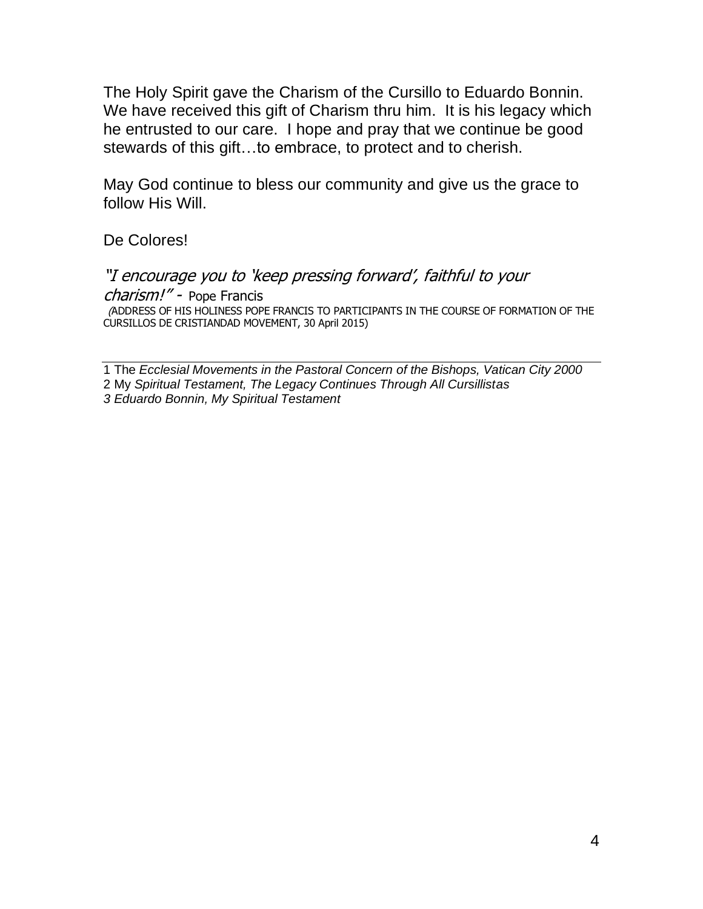The Holy Spirit gave the Charism of the Cursillo to Eduardo Bonnin. We have received this gift of Charism thru him. It is his legacy which he entrusted to our care. I hope and pray that we continue be good stewards of this gift…to embrace, to protect and to cherish.

May God continue to bless our community and give us the grace to follow His Will.

De Colores!

*"I encourage you to 'keep pressing forward', faithful to your charism!" -* Pope Francis
*(*ADDRESS OF HIS HOLINESS POPE FRANCIS TO PARTICIPANTS IN THE COURSE OF FORMATION OF THE CURSILLOS DE CRISTIANDAD MOVEMENT, 30 April 2015)

---

1 The *Ecclesial Movements in the Pastoral Concern of the Bishops, Vatican City 2000*
2 My *Spiritual Testament, The Legacy Continues Through All Cursillistas*
*3 Eduardo Bonnin, My Spiritual Testament*